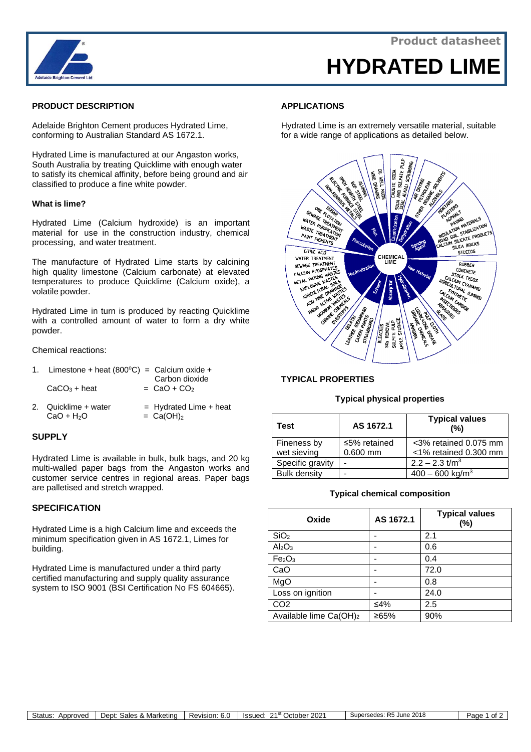Product datasheet

# HYDRATED LIME

## PRODUCT DESCRIPTION

Adelaide Brighton Cement produces Hydrated Lime, conforming to Australian Standard AS 1672.1.

Hydrated Lime is manufactured at our Angaston works, South Australia by treating Quicklime with enough water to satisfy its chemical affinity, before being ground and air classified to produce a fine white powder.

### What is lime?

Hydrated Lime (Calcium hydroxide) is an important material for use in the construction industry, chemical processing, and water treatment.

The manufacture of Hydrated Lime starts by calcining high quality limestone (Calcium carbonate) at elevated temperatures to produce Quicklime (Calcium oxide), a volatile powder.

Hydrated Lime in turn is produced by reacting Quicklime with a controlled amount of water to form a dry white powder.

Chemical reactions:

1. Limestone + heat (800°C) = Calcium oxide + Carbon dioxide
   $CaCO_3$ + heat = $CaO + CO_2$
2. Quicklime + water = Hydrated Lime + heat
   $CaO + H_2O$ = $Ca(OH)_2$

## SUPPLY

Hydrated Lime is available in bulk, bulk bags, and 20 kg multi-walled paper bags from the Angaston works and customer service centres in regional areas. Paper bags are palletised and stretch wrapped.

## SPECIFICATION

Hydrated Lime is a high Calcium lime and exceeds the minimum specification given in AS 1672.1, Limes for building.

Hydrated Lime is manufactured under a third party certified manufacturing and supply quality assurance system to ISO 9001 (BSI Certification No FS 604665).

## APPLICATIONS

Hydrated Lime is an extremely versatile material, suitable for a wide range of applications as detailed below.

## TYPICAL PROPERTIES

### Typical physical properties

| Test | AS 1672.1 | Typical values (%) |
|---|---|---|
| Fineness by wet sieving | ≤5% retained 0.600 mm | <3% retained 0.075 mm <1% retained 0.300 mm |
| Specific gravity | - | 2.2 – 2.3 t/m³ |
| Bulk density | - | 400 – 600 kg/m³ |

### Typical chemical composition

| Oxide | AS 1672.1 | Typical values (%) |
|---|---|---|
| $SiO_2$ | - | 2.1 |
| $Al_2O_3$ | - | 0.6 |
| $Fe_2O_3$ | - | 0.4 |
| CaO | - | 72.0 |
| MgO | - | 0.8 |
| Loss on ignition | - | 24.0 |
| CO2 | ≤4% | 2.5 |
| Available lime $Ca(OH)_2$ | ≥65% | 90% |

| Status: Approved | Dept: Sales & Marketing | Revision: 6.0 | Issued: 21st October 2021 | Supersedes: R5 June 2018 |
|---|---|---|---|---|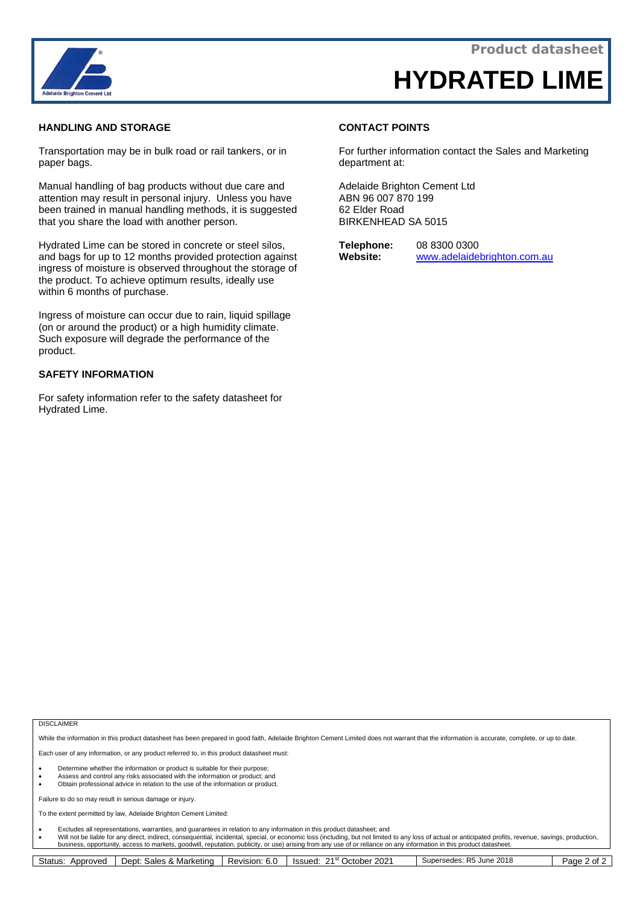## HANDLING AND STORAGE

Transportation may be in bulk road or rail tankers, or in paper bags.

Manual handling of bag products without due care and attention may result in personal injury. Unless you have been trained in manual handling methods, it is suggested that you share the load with another person.

Hydrated Lime can be stored in concrete or steel silos, and bags for up to 12 months provided protection against ingress of moisture is observed throughout the storage of the product. To achieve optimum results, ideally use within 6 months of purchase.

Ingress of moisture can occur due to rain, liquid spillage (on or around the product) or a high humidity climate. Such exposure will degrade the performance of the product.

## SAFETY INFORMATION

For safety information refer to the safety datasheet for Hydrated Lime.

## CONTACT POINTS

For further information contact the Sales and Marketing department at:

Adelaide Brighton Cement Ltd
ABN 96 007 870 199
62 Elder Road
BIRKENHEAD SA 5015

**Telephone:** 08 8300 0300
**Website:** www.adelaidebrighton.com.au

DISCLAIMER

While the information in this product datasheet has been prepared in good faith, Adelaide Brighton Cement Limited does not warrant that the information is accurate, complete, or up to date.

Each user of any information, or any product referred to, in this product datasheet must:

- Determine whether the information or product is suitable for their purpose;
- Assess and control any risks associated with the information or product; and
- Obtain professional advice in relation to the use of the information or product.

Failure to do so may result in serious damage or injury.

To the extent permitted by law, Adelaide Brighton Cement Limited:

- Excludes all representations, warranties, and guarantees in relation to any information in this product datasheet; and
- Will not be liable for any direct, indirect, consequential, incidental, special, or economic loss (including, but not limited to any loss of actual or anticipated profits, revenue, savings, production, business, opportunity, access to markets, goodwill, reputation, publicity, or use) arising from any use of or reliance on any information in this product datasheet.

| Status: Approved | Dept: Sales & Marketing | Revision: 6.0 | Issued: 21st October 2021 | Supersedes: R5 June 2018 |
|---|---|---|---|---|